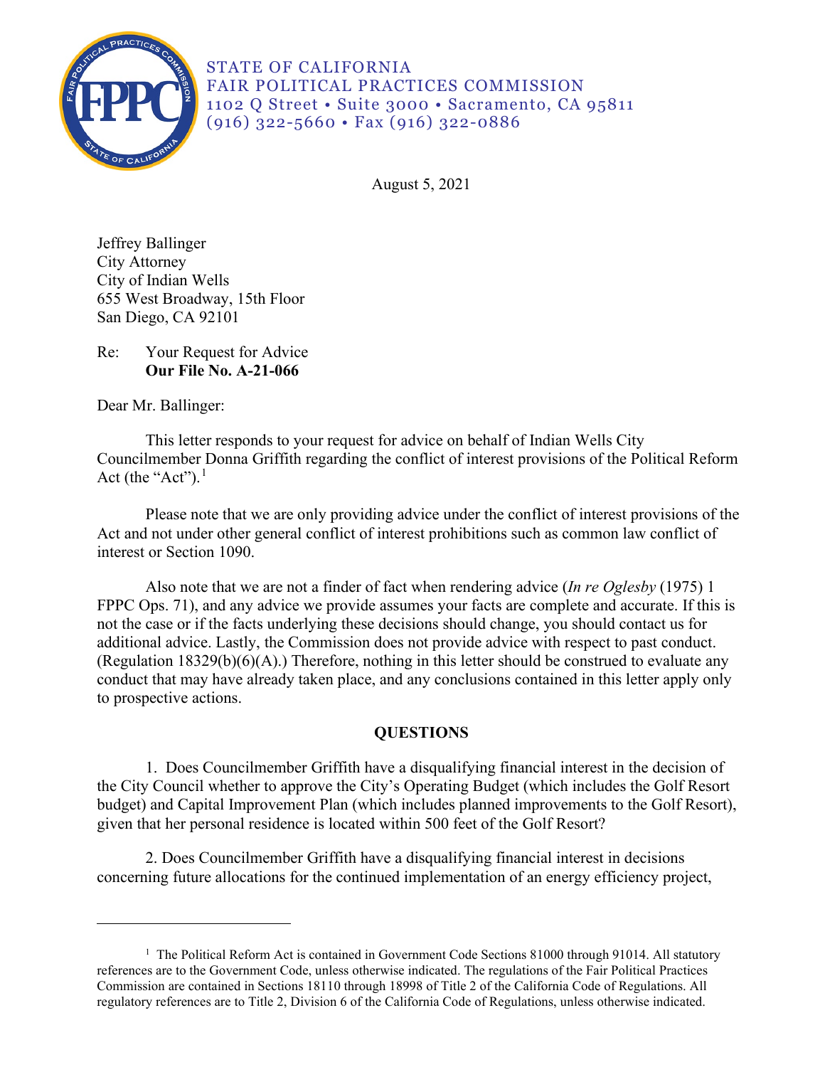STATE OF CALIFORNIA
FAIR POLITICAL PRACTICES COMMISSION
1102 Q Street • Suite 3000 • Sacramento, CA 95811
(916) 322-5660 • Fax (916) 322-0886

August 5, 2021

Jeffrey Ballinger
City Attorney
City of Indian Wells
655 West Broadway, 15th Floor
San Diego, CA 92101

Re: Your Request for Advice
**Our File No. A-21-066**

Dear Mr. Ballinger:

This letter responds to your request for advice on behalf of Indian Wells City Councilmember Donna Griffith regarding the conflict of interest provisions of the Political Reform Act (the "Act").[1]

Please note that we are only providing advice under the conflict of interest provisions of the Act and not under other general conflict of interest prohibitions such as common law conflict of interest or Section 1090.

Also note that we are not a finder of fact when rendering advice (*In re Oglesby* (1975) 1 FPPC Ops. 71), and any advice we provide assumes your facts are complete and accurate. If this is not the case or if the facts underlying these decisions should change, you should contact us for additional advice. Lastly, the Commission does not provide advice with respect to past conduct. (Regulation 18329(b)(6)(A).) Therefore, nothing in this letter should be construed to evaluate any conduct that may have already taken place, and any conclusions contained in this letter apply only to prospective actions.

## QUESTIONS

1. Does Councilmember Griffith have a disqualifying financial interest in the decision of the City Council whether to approve the City's Operating Budget (which includes the Golf Resort budget) and Capital Improvement Plan (which includes planned improvements to the Golf Resort), given that her personal residence is located within 500 feet of the Golf Resort?

2. Does Councilmember Griffith have a disqualifying financial interest in decisions concerning future allocations for the continued implementation of an energy efficiency project,

---

[1] The Political Reform Act is contained in Government Code Sections 81000 through 91014. All statutory references are to the Government Code, unless otherwise indicated. The regulations of the Fair Political Practices Commission are contained in Sections 18110 through 18998 of Title 2 of the California Code of Regulations. All regulatory references are to Title 2, Division 6 of the California Code of Regulations, unless otherwise indicated.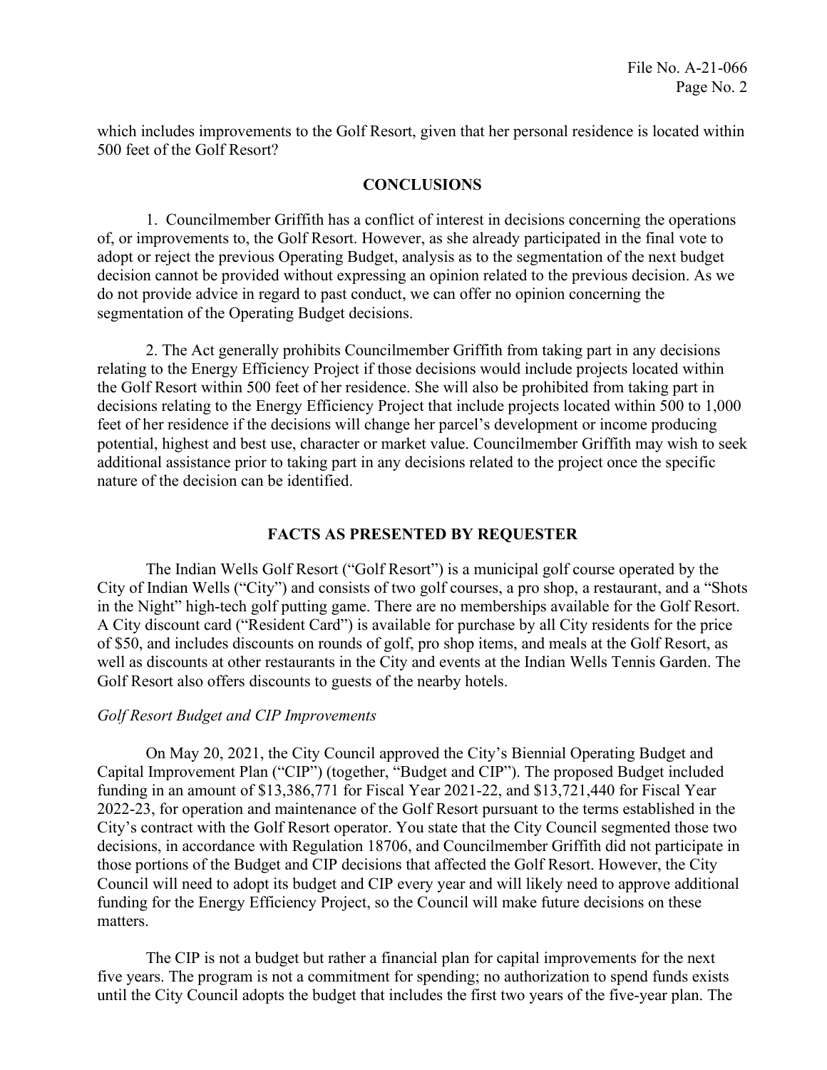which includes improvements to the Golf Resort, given that her personal residence is located within 500 feet of the Golf Resort?

## CONCLUSIONS

1. Councilmember Griffith has a conflict of interest in decisions concerning the operations of, or improvements to, the Golf Resort. However, as she already participated in the final vote to adopt or reject the previous Operating Budget, analysis as to the segmentation of the next budget decision cannot be provided without expressing an opinion related to the previous decision. As we do not provide advice in regard to past conduct, we can offer no opinion concerning the segmentation of the Operating Budget decisions.

2. The Act generally prohibits Councilmember Griffith from taking part in any decisions relating to the Energy Efficiency Project if those decisions would include projects located within the Golf Resort within 500 feet of her residence. She will also be prohibited from taking part in decisions relating to the Energy Efficiency Project that include projects located within 500 to 1,000 feet of her residence if the decisions will change her parcel's development or income producing potential, highest and best use, character or market value. Councilmember Griffith may wish to seek additional assistance prior to taking part in any decisions related to the project once the specific nature of the decision can be identified.

## FACTS AS PRESENTED BY REQUESTER

The Indian Wells Golf Resort ("Golf Resort") is a municipal golf course operated by the City of Indian Wells ("City") and consists of two golf courses, a pro shop, a restaurant, and a "Shots in the Night" high-tech golf putting game. There are no memberships available for the Golf Resort. A City discount card ("Resident Card") is available for purchase by all City residents for the price of $50, and includes discounts on rounds of golf, pro shop items, and meals at the Golf Resort, as well as discounts at other restaurants in the City and events at the Indian Wells Tennis Garden. The Golf Resort also offers discounts to guests of the nearby hotels.

*Golf Resort Budget and CIP Improvements*

On May 20, 2021, the City Council approved the City's Biennial Operating Budget and Capital Improvement Plan ("CIP") (together, "Budget and CIP"). The proposed Budget included funding in an amount of $13,386,771 for Fiscal Year 2021-22, and $13,721,440 for Fiscal Year 2022-23, for operation and maintenance of the Golf Resort pursuant to the terms established in the City's contract with the Golf Resort operator. You state that the City Council segmented those two decisions, in accordance with Regulation 18706, and Councilmember Griffith did not participate in those portions of the Budget and CIP decisions that affected the Golf Resort. However, the City Council will need to adopt its budget and CIP every year and will likely need to approve additional funding for the Energy Efficiency Project, so the Council will make future decisions on these matters.

The CIP is not a budget but rather a financial plan for capital improvements for the next five years. The program is not a commitment for spending; no authorization to spend funds exists until the City Council adopts the budget that includes the first two years of the five-year plan. The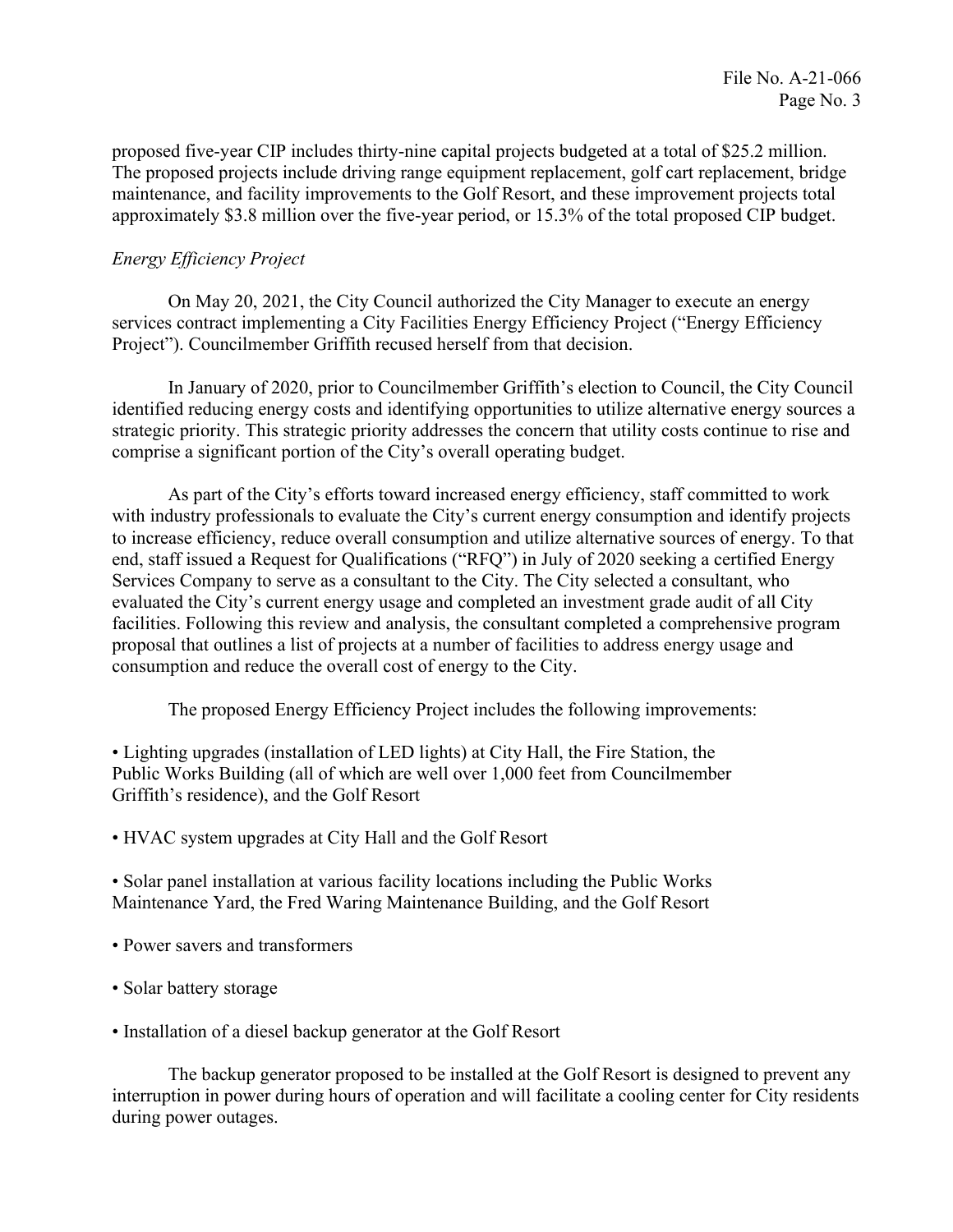proposed five-year CIP includes thirty-nine capital projects budgeted at a total of $25.2 million. The proposed projects include driving range equipment replacement, golf cart replacement, bridge maintenance, and facility improvements to the Golf Resort, and these improvement projects total approximately $3.8 million over the five-year period, or 15.3% of the total proposed CIP budget.

*Energy Efficiency Project*

On May 20, 2021, the City Council authorized the City Manager to execute an energy services contract implementing a City Facilities Energy Efficiency Project ("Energy Efficiency Project"). Councilmember Griffith recused herself from that decision.

In January of 2020, prior to Councilmember Griffith's election to Council, the City Council identified reducing energy costs and identifying opportunities to utilize alternative energy sources a strategic priority. This strategic priority addresses the concern that utility costs continue to rise and comprise a significant portion of the City's overall operating budget.

As part of the City's efforts toward increased energy efficiency, staff committed to work with industry professionals to evaluate the City's current energy consumption and identify projects to increase efficiency, reduce overall consumption and utilize alternative sources of energy. To that end, staff issued a Request for Qualifications ("RFQ") in July of 2020 seeking a certified Energy Services Company to serve as a consultant to the City. The City selected a consultant, who evaluated the City's current energy usage and completed an investment grade audit of all City facilities. Following this review and analysis, the consultant completed a comprehensive program proposal that outlines a list of projects at a number of facilities to address energy usage and consumption and reduce the overall cost of energy to the City.

The proposed Energy Efficiency Project includes the following improvements:

- Lighting upgrades (installation of LED lights) at City Hall, the Fire Station, the Public Works Building (all of which are well over 1,000 feet from Councilmember Griffith's residence), and the Golf Resort
- HVAC system upgrades at City Hall and the Golf Resort
- Solar panel installation at various facility locations including the Public Works Maintenance Yard, the Fred Waring Maintenance Building, and the Golf Resort
- Power savers and transformers
- Solar battery storage
- Installation of a diesel backup generator at the Golf Resort

The backup generator proposed to be installed at the Golf Resort is designed to prevent any interruption in power during hours of operation and will facilitate a cooling center for City residents during power outages.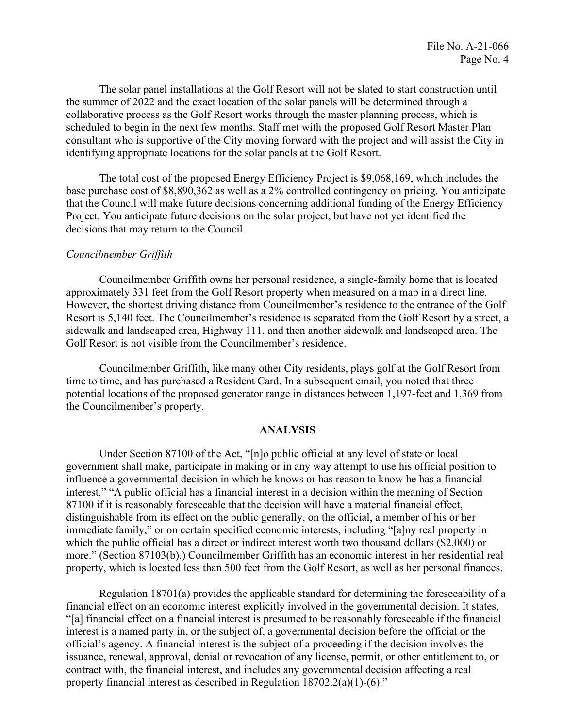The solar panel installations at the Golf Resort will not be slated to start construction until the summer of 2022 and the exact location of the solar panels will be determined through a collaborative process as the Golf Resort works through the master planning process, which is scheduled to begin in the next few months. Staff met with the proposed Golf Resort Master Plan consultant who is supportive of the City moving forward with the project and will assist the City in identifying appropriate locations for the solar panels at the Golf Resort.

The total cost of the proposed Energy Efficiency Project is $9,068,169, which includes the base purchase cost of $8,890,362 as well as a 2% controlled contingency on pricing. You anticipate that the Council will make future decisions concerning additional funding of the Energy Efficiency Project. You anticipate future decisions on the solar project, but have not yet identified the decisions that may return to the Council.

*Councilmember Griffith*

Councilmember Griffith owns her personal residence, a single-family home that is located approximately 331 feet from the Golf Resort property when measured on a map in a direct line. However, the shortest driving distance from Councilmember's residence to the entrance of the Golf Resort is 5,140 feet. The Councilmember's residence is separated from the Golf Resort by a street, a sidewalk and landscaped area, Highway 111, and then another sidewalk and landscaped area. The Golf Resort is not visible from the Councilmember's residence.

Councilmember Griffith, like many other City residents, plays golf at the Golf Resort from time to time, and has purchased a Resident Card. In a subsequent email, you noted that three potential locations of the proposed generator range in distances between 1,197-feet and 1,369 from the Councilmember's property.

## ANALYSIS

Under Section 87100 of the Act, "[n]o public official at any level of state or local government shall make, participate in making or in any way attempt to use his official position to influence a governmental decision in which he knows or has reason to know he has a financial interest." "A public official has a financial interest in a decision within the meaning of Section 87100 if it is reasonably foreseeable that the decision will have a material financial effect, distinguishable from its effect on the public generally, on the official, a member of his or her immediate family," or on certain specified economic interests, including "[a]ny real property in which the public official has a direct or indirect interest worth two thousand dollars ($2,000) or more." (Section 87103(b).) Councilmember Griffith has an economic interest in her residential real property, which is located less than 500 feet from the Golf Resort, as well as her personal finances.

Regulation 18701(a) provides the applicable standard for determining the foreseeability of a financial effect on an economic interest explicitly involved in the governmental decision. It states, "[a] financial effect on a financial interest is presumed to be reasonably foreseeable if the financial interest is a named party in, or the subject of, a governmental decision before the official or the official's agency. A financial interest is the subject of a proceeding if the decision involves the issuance, renewal, approval, denial or revocation of any license, permit, or other entitlement to, or contract with, the financial interest, and includes any governmental decision affecting a real property financial interest as described in Regulation 18702.2(a)(1)-(6)."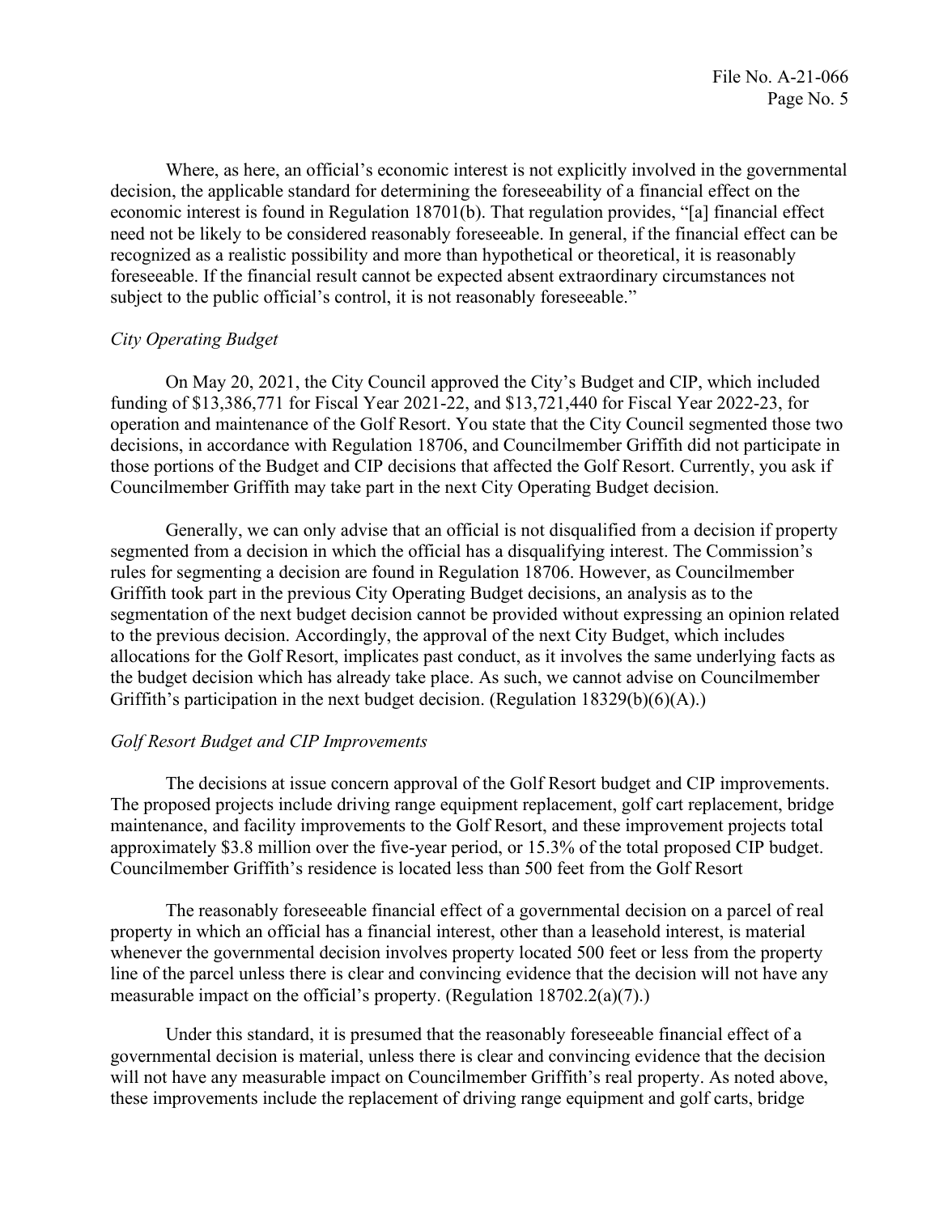Where, as here, an official's economic interest is not explicitly involved in the governmental decision, the applicable standard for determining the foreseeability of a financial effect on the economic interest is found in Regulation 18701(b). That regulation provides, "[a] financial effect need not be likely to be considered reasonably foreseeable. In general, if the financial effect can be recognized as a realistic possibility and more than hypothetical or theoretical, it is reasonably foreseeable. If the financial result cannot be expected absent extraordinary circumstances not subject to the public official's control, it is not reasonably foreseeable."

*City Operating Budget*

On May 20, 2021, the City Council approved the City's Budget and CIP, which included funding of $13,386,771 for Fiscal Year 2021-22, and $13,721,440 for Fiscal Year 2022-23, for operation and maintenance of the Golf Resort. You state that the City Council segmented those two decisions, in accordance with Regulation 18706, and Councilmember Griffith did not participate in those portions of the Budget and CIP decisions that affected the Golf Resort. Currently, you ask if Councilmember Griffith may take part in the next City Operating Budget decision.

Generally, we can only advise that an official is not disqualified from a decision if property segmented from a decision in which the official has a disqualifying interest. The Commission's rules for segmenting a decision are found in Regulation 18706. However, as Councilmember Griffith took part in the previous City Operating Budget decisions, an analysis as to the segmentation of the next budget decision cannot be provided without expressing an opinion related to the previous decision. Accordingly, the approval of the next City Budget, which includes allocations for the Golf Resort, implicates past conduct, as it involves the same underlying facts as the budget decision which has already take place. As such, we cannot advise on Councilmember Griffith's participation in the next budget decision. (Regulation 18329(b)(6)(A).)

*Golf Resort Budget and CIP Improvements*

The decisions at issue concern approval of the Golf Resort budget and CIP improvements. The proposed projects include driving range equipment replacement, golf cart replacement, bridge maintenance, and facility improvements to the Golf Resort, and these improvement projects total approximately $3.8 million over the five-year period, or 15.3% of the total proposed CIP budget. Councilmember Griffith's residence is located less than 500 feet from the Golf Resort

The reasonably foreseeable financial effect of a governmental decision on a parcel of real property in which an official has a financial interest, other than a leasehold interest, is material whenever the governmental decision involves property located 500 feet or less from the property line of the parcel unless there is clear and convincing evidence that the decision will not have any measurable impact on the official's property. (Regulation 18702.2(a)(7).)

Under this standard, it is presumed that the reasonably foreseeable financial effect of a governmental decision is material, unless there is clear and convincing evidence that the decision will not have any measurable impact on Councilmember Griffith's real property. As noted above, these improvements include the replacement of driving range equipment and golf carts, bridge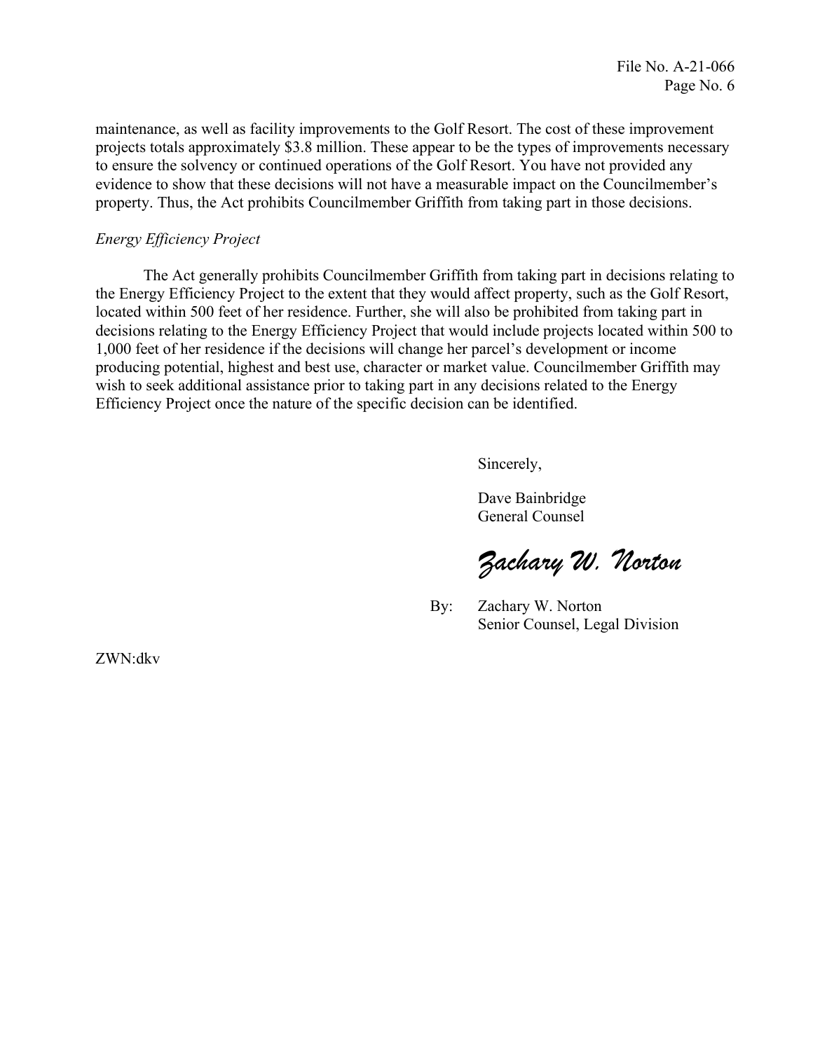maintenance, as well as facility improvements to the Golf Resort. The cost of these improvement projects totals approximately $3.8 million. These appear to be the types of improvements necessary to ensure the solvency or continued operations of the Golf Resort. You have not provided any evidence to show that these decisions will not have a measurable impact on the Councilmember's property. Thus, the Act prohibits Councilmember Griffith from taking part in those decisions.

*Energy Efficiency Project*

The Act generally prohibits Councilmember Griffith from taking part in decisions relating to the Energy Efficiency Project to the extent that they would affect property, such as the Golf Resort, located within 500 feet of her residence. Further, she will also be prohibited from taking part in decisions relating to the Energy Efficiency Project that would include projects located within 500 to 1,000 feet of her residence if the decisions will change her parcel's development or income producing potential, highest and best use, character or market value. Councilmember Griffith may wish to seek additional assistance prior to taking part in any decisions related to the Energy Efficiency Project once the nature of the specific decision can be identified.

Sincerely,

Dave Bainbridge
General Counsel

*Zachary W. Norton*

By: Zachary W. Norton
Senior Counsel, Legal Division

ZWN:dkv